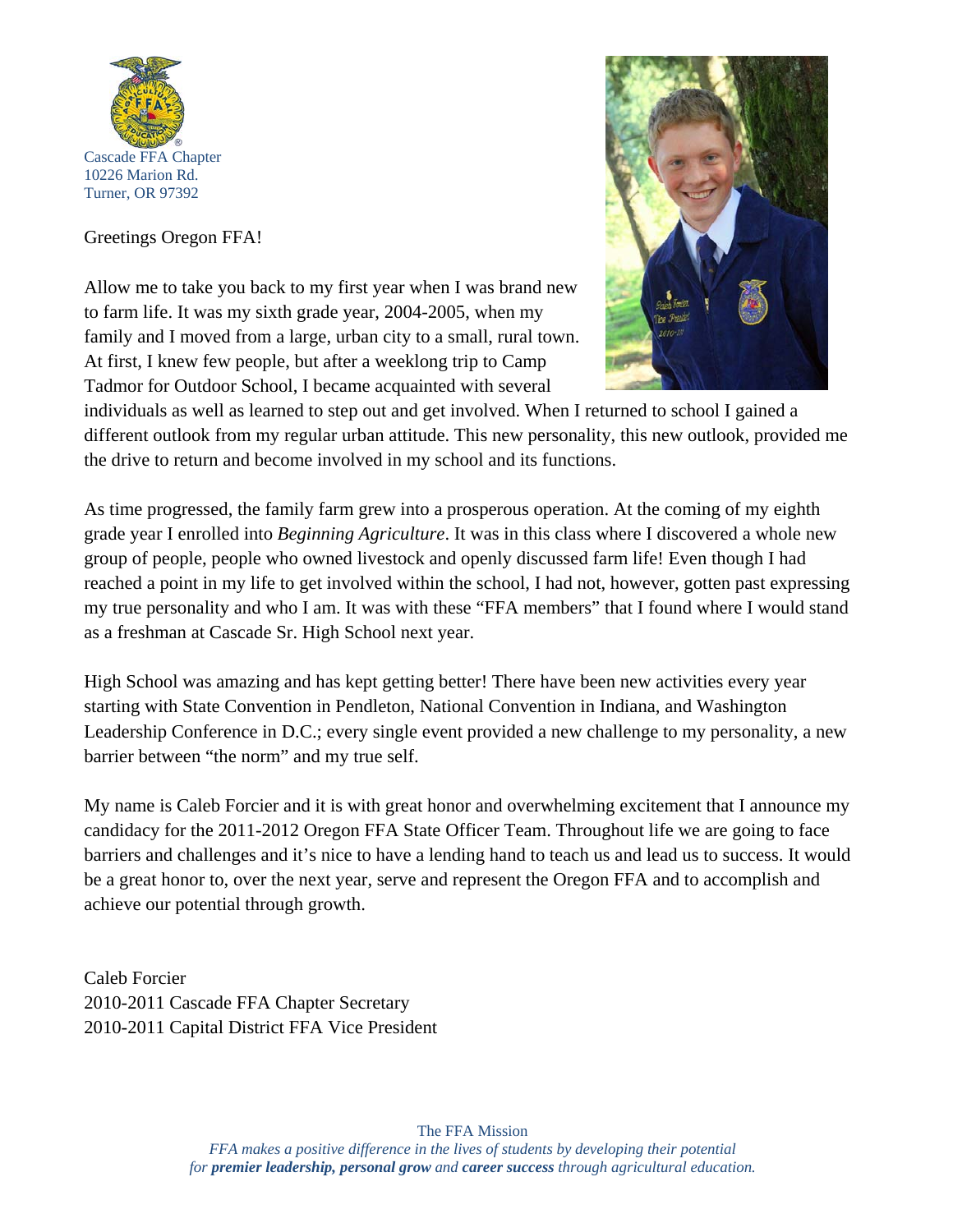Cascade FFA Chapter
10226 Marion Rd.
Turner, OR 97392

Greetings Oregon FFA!

Allow me to take you back to my first year when I was brand new to farm life. It was my sixth grade year, 2004-2005, when my family and I moved from a large, urban city to a small, rural town. At first, I knew few people, but after a weeklong trip to Camp Tadmor for Outdoor School, I became acquainted with several individuals as well as learned to step out and get involved. When I returned to school I gained a different outlook from my regular urban attitude. This new personality, this new outlook, provided me the drive to return and become involved in my school and its functions.

As time progressed, the family farm grew into a prosperous operation. At the coming of my eighth grade year I enrolled into *Beginning Agriculture*. It was in this class where I discovered a whole new group of people, people who owned livestock and openly discussed farm life! Even though I had reached a point in my life to get involved within the school, I had not, however, gotten past expressing my true personality and who I am. It was with these "FFA members" that I found where I would stand as a freshman at Cascade Sr. High School next year.

High School was amazing and has kept getting better! There have been new activities every year starting with State Convention in Pendleton, National Convention in Indiana, and Washington Leadership Conference in D.C.; every single event provided a new challenge to my personality, a new barrier between "the norm" and my true self.

My name is Caleb Forcier and it is with great honor and overwhelming excitement that I announce my candidacy for the 2011-2012 Oregon FFA State Officer Team. Throughout life we are going to face barriers and challenges and it's nice to have a lending hand to teach us and lead us to success. It would be a great honor to, over the next year, serve and represent the Oregon FFA and to accomplish and achieve our potential through growth.

Caleb Forcier
2010-2011 Cascade FFA Chapter Secretary
2010-2011 Capital District FFA Vice President

The FFA Mission
*FFA makes a positive difference in the lives of students by developing their potential for* ***premier leadership, personal grow*** *and* ***career success*** *through agricultural education.*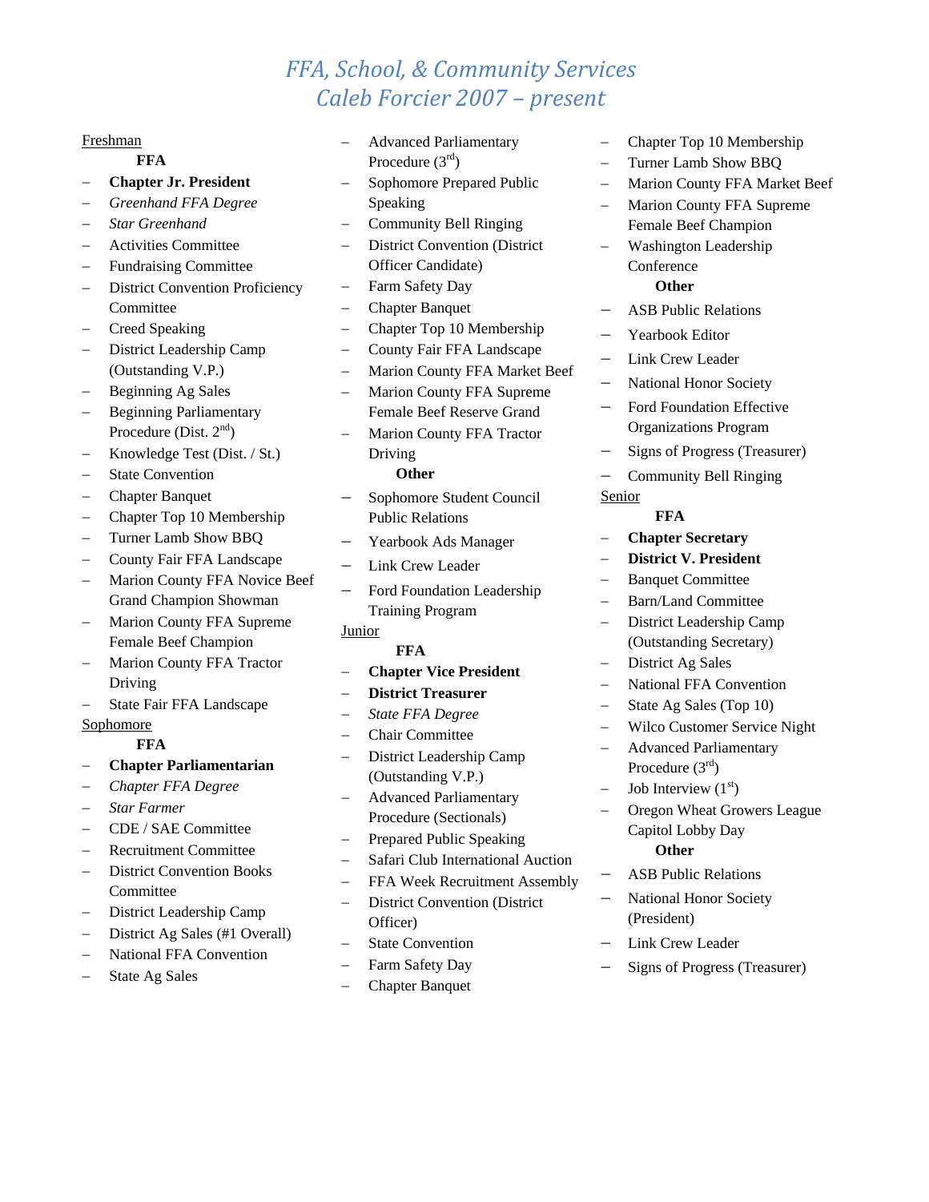# *FFA, School, & Community Services*
# *Caleb Forcier 2007 – present*

Freshman

**FFA**

- **Chapter Jr. President**
- *Greenhand FFA Degree*
- *Star Greenhand*
- Activities Committee
- Fundraising Committee
- District Convention Proficiency Committee
- Creed Speaking
- District Leadership Camp (Outstanding V.P.)
- Beginning Ag Sales
- Beginning Parliamentary Procedure (Dist. 2nd)
- Knowledge Test (Dist. / St.)
- State Convention
- Chapter Banquet
- Chapter Top 10 Membership
- Turner Lamb Show BBQ
- County Fair FFA Landscape
- Marion County FFA Novice Beef Grand Champion Showman
- Marion County FFA Supreme Female Beef Champion
- Marion County FFA Tractor Driving
- State Fair FFA Landscape

Sophomore

**FFA**

- **Chapter Parliamentarian**
- *Chapter FFA Degree*
- *Star Farmer*
- CDE / SAE Committee
- Recruitment Committee
- District Convention Books Committee
- District Leadership Camp
- District Ag Sales (#1 Overall)
- National FFA Convention
- State Ag Sales
- Advanced Parliamentary Procedure (3rd)
- Sophomore Prepared Public Speaking
- Community Bell Ringing
- District Convention (District Officer Candidate)
- Farm Safety Day
- Chapter Banquet
- Chapter Top 10 Membership
- County Fair FFA Landscape
- Marion County FFA Market Beef
- Marion County FFA Supreme Female Beef Reserve Grand
- Marion County FFA Tractor Driving

**Other**

- Sophomore Student Council Public Relations
- Yearbook Ads Manager
- Link Crew Leader
- Ford Foundation Leadership Training Program

Junior

**FFA**

- **Chapter Vice President**
- **District Treasurer**
- *State FFA Degree*
- Chair Committee
- District Leadership Camp (Outstanding V.P.)
- Advanced Parliamentary Procedure (Sectionals)
- Prepared Public Speaking
- Safari Club International Auction
- FFA Week Recruitment Assembly
- District Convention (District Officer)
- State Convention
- Farm Safety Day
- Chapter Banquet
- Chapter Top 10 Membership
- Turner Lamb Show BBQ
- Marion County FFA Market Beef
- Marion County FFA Supreme Female Beef Champion
- Washington Leadership Conference

**Other**

- ASB Public Relations
- Yearbook Editor
- Link Crew Leader
- National Honor Society
- Ford Foundation Effective Organizations Program
- Signs of Progress (Treasurer)
- Community Bell Ringing

Senior

**FFA**

- **Chapter Secretary**
- **District V. President**
- Banquet Committee
- Barn/Land Committee
- District Leadership Camp (Outstanding Secretary)
- District Ag Sales
- National FFA Convention
- State Ag Sales (Top 10)
- Wilco Customer Service Night
- Advanced Parliamentary Procedure (3rd)
- Job Interview (1st)
- Oregon Wheat Growers League Capitol Lobby Day

**Other**

- ASB Public Relations
- National Honor Society (President)
- Link Crew Leader
- Signs of Progress (Treasurer)